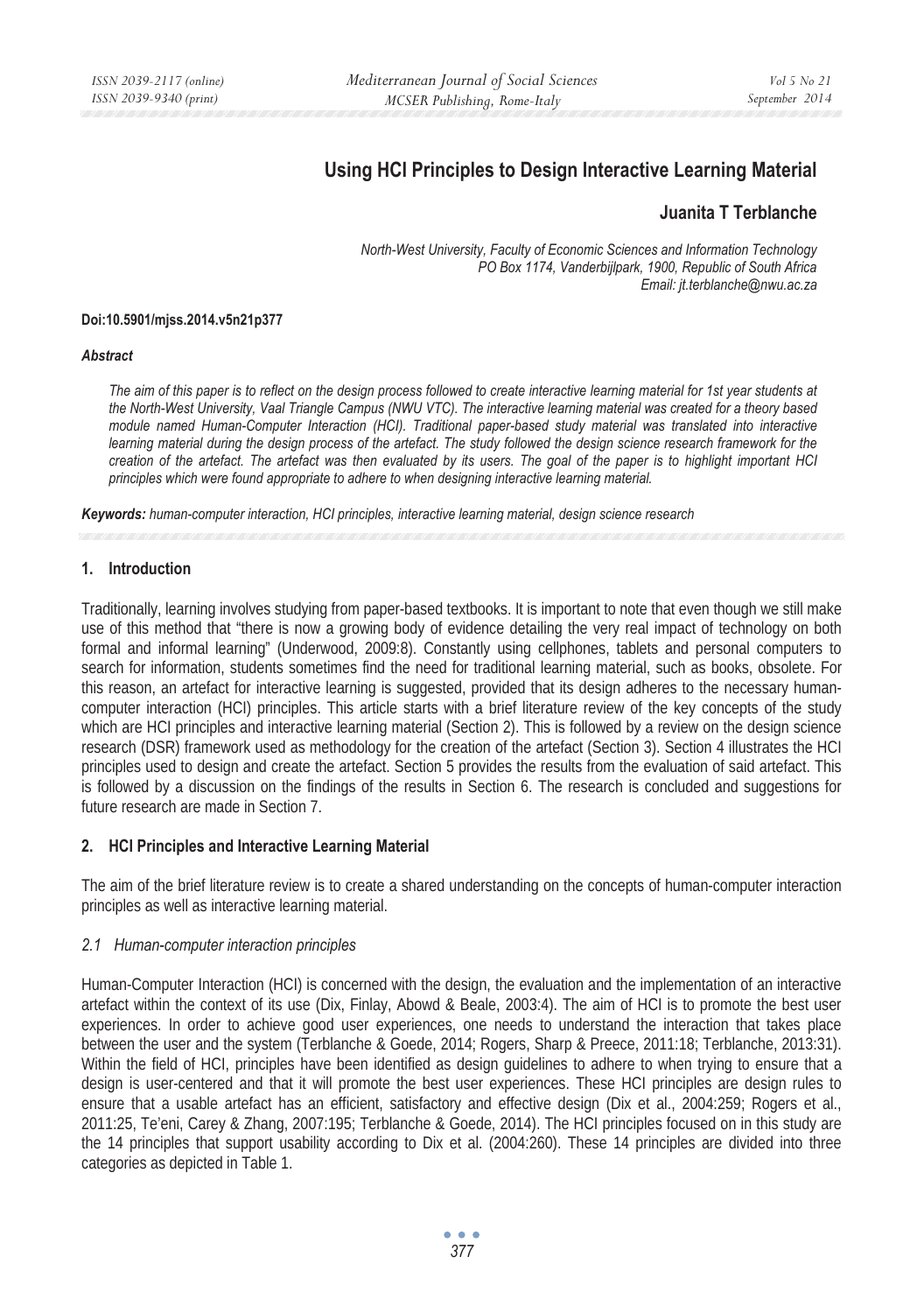# Using HCI Principles to Design Interactive Learning Material

**Juanita T Terblanche**

*North-West University, Faculty of Economic Sciences and Information Technology*
*PO Box 1174, Vanderbijlpark, 1900, Republic of South Africa*
*Email: jt.terblanche@nwu.ac.za*

**Doi:10.5901/mjss.2014.v5n21p377**

***Abstract***

*The aim of this paper is to reflect on the design process followed to create interactive learning material for 1st year students at the North-West University, Vaal Triangle Campus (NWU VTC). The interactive learning material was created for a theory based module named Human-Computer Interaction (HCI). Traditional paper-based study material was translated into interactive learning material during the design process of the artefact. The study followed the design science research framework for the creation of the artefact. The artefact was then evaluated by its users. The goal of the paper is to highlight important HCI principles which were found appropriate to adhere to when designing interactive learning material.*

***Keywords:*** *human-computer interaction, HCI principles, interactive learning material, design science research*

## 1. Introduction

Traditionally, learning involves studying from paper-based textbooks. It is important to note that even though we still make use of this method that "there is now a growing body of evidence detailing the very real impact of technology on both formal and informal learning" (Underwood, 2009:8). Constantly using cellphones, tablets and personal computers to search for information, students sometimes find the need for traditional learning material, such as books, obsolete. For this reason, an artefact for interactive learning is suggested, provided that its design adheres to the necessary human-computer interaction (HCI) principles. This article starts with a brief literature review of the key concepts of the study which are HCI principles and interactive learning material (Section 2). This is followed by a review on the design science research (DSR) framework used as methodology for the creation of the artefact (Section 3). Section 4 illustrates the HCI principles used to design and create the artefact. Section 5 provides the results from the evaluation of said artefact. This is followed by a discussion on the findings of the results in Section 6. The research is concluded and suggestions for future research are made in Section 7.

## 2. HCI Principles and Interactive Learning Material

The aim of the brief literature review is to create a shared understanding on the concepts of human-computer interaction principles as well as interactive learning material.

### *2.1 Human-computer interaction principles*

Human-Computer Interaction (HCI) is concerned with the design, the evaluation and the implementation of an interactive artefact within the context of its use (Dix, Finlay, Abowd & Beale, 2003:4). The aim of HCI is to promote the best user experiences. In order to achieve good user experiences, one needs to understand the interaction that takes place between the user and the system (Terblanche & Goede, 2014; Rogers, Sharp & Preece, 2011:18; Terblanche, 2013:31). Within the field of HCI, principles have been identified as design guidelines to adhere to when trying to ensure that a design is user-centered and that it will promote the best user experiences. These HCI principles are design rules to ensure that a usable artefact has an efficient, satisfactory and effective design (Dix et al., 2004:259; Rogers et al., 2011:25, Te'eni, Carey & Zhang, 2007:195; Terblanche & Goede, 2014). The HCI principles focused on in this study are the 14 principles that support usability according to Dix et al. (2004:260). These 14 principles are divided into three categories as depicted in Table 1.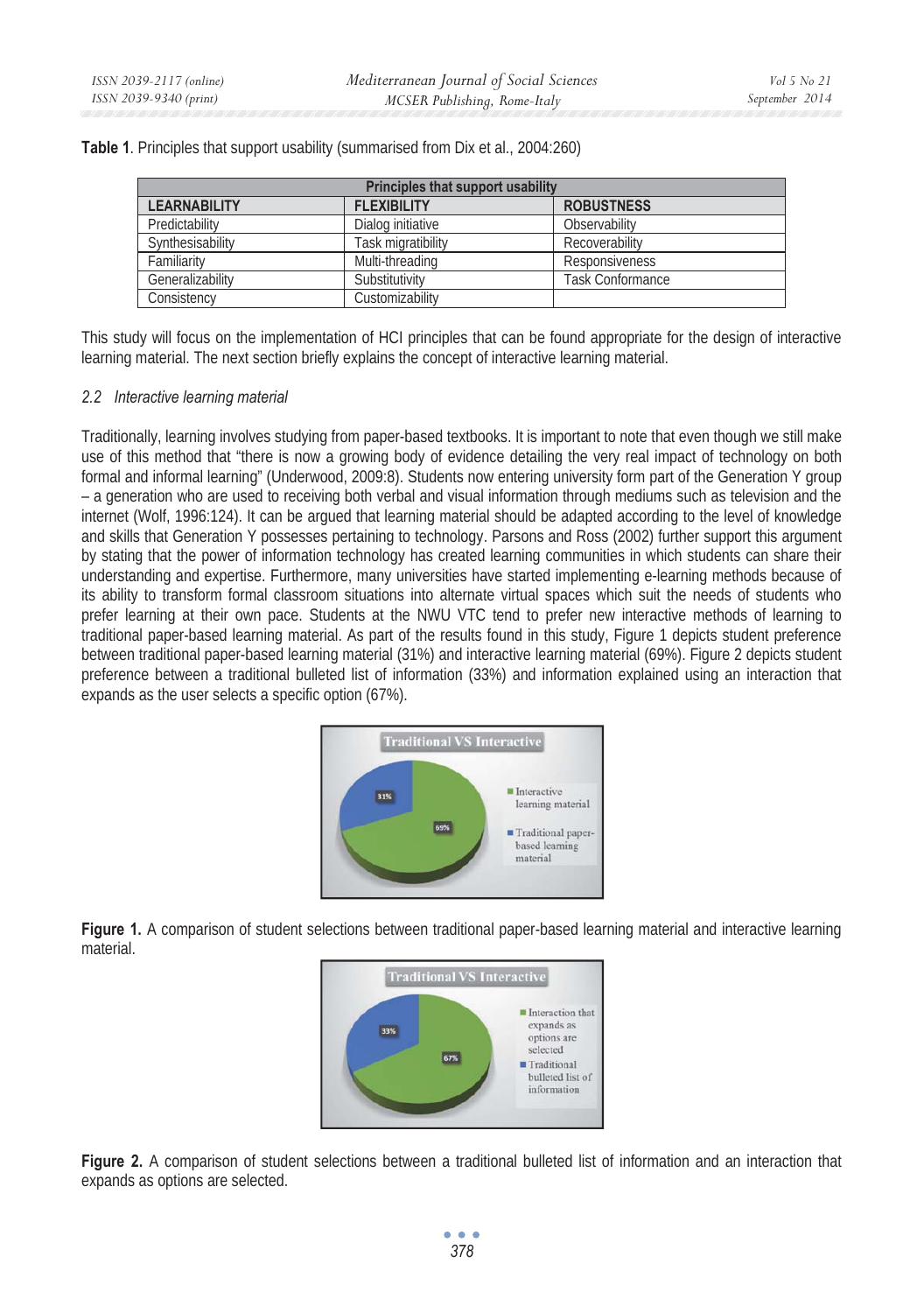**Table 1**. Principles that support usability (summarised from Dix et al., 2004:260)

| Principles that support usability | | |
|---|---|---|
| **LEARNABILITY** | **FLEXIBILITY** | **ROBUSTNESS** |
| Predictability | Dialog initiative | Observability |
| Synthesisability | Task migratibility | Recoverability |
| Familiarity | Multi-threading | Responsiveness |
| Generalizability | Substitutivity | Task Conformance |
| Consistency | Customizability | |

This study will focus on the implementation of HCI principles that can be found appropriate for the design of interactive learning material. The next section briefly explains the concept of interactive learning material.

### *2.2 Interactive learning material*

Traditionally, learning involves studying from paper-based textbooks. It is important to note that even though we still make use of this method that "there is now a growing body of evidence detailing the very real impact of technology on both formal and informal learning" (Underwood, 2009:8). Students now entering university form part of the Generation Y group – a generation who are used to receiving both verbal and visual information through mediums such as television and the internet (Wolf, 1996:124). It can be argued that learning material should be adapted according to the level of knowledge and skills that Generation Y possesses pertaining to technology. Parsons and Ross (2002) further support this argument by stating that the power of information technology has created learning communities in which students can share their understanding and expertise. Furthermore, many universities have started implementing e-learning methods because of its ability to transform formal classroom situations into alternate virtual spaces which suit the needs of students who prefer learning at their own pace. Students at the NWU VTC tend to prefer new interactive methods of learning to traditional paper-based learning material. As part of the results found in this study, Figure 1 depicts student preference between traditional paper-based learning material (31%) and interactive learning material (69%). Figure 2 depicts student preference between a traditional bulleted list of information (33%) and information explained using an interaction that expands as the user selects a specific option (67%).

**Figure 1.** A comparison of student selections between traditional paper-based learning material and interactive learning material.

**Figure 2.** A comparison of student selections between a traditional bulleted list of information and an interaction that expands as options are selected.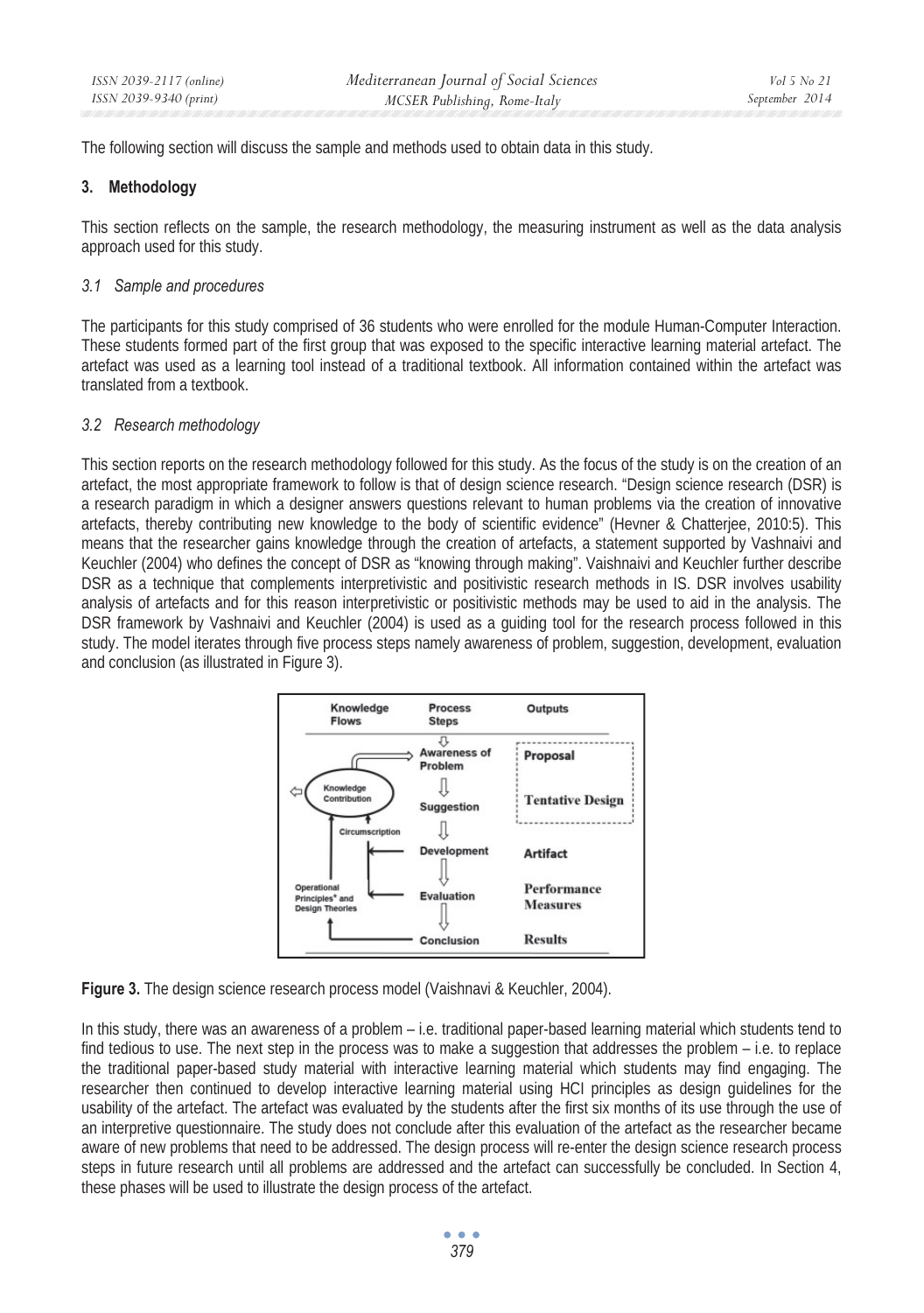The following section will discuss the sample and methods used to obtain data in this study.

## 3. Methodology

This section reflects on the sample, the research methodology, the measuring instrument as well as the data analysis approach used for this study.

### *3.1 Sample and procedures*

The participants for this study comprised of 36 students who were enrolled for the module Human-Computer Interaction. These students formed part of the first group that was exposed to the specific interactive learning material artefact. The artefact was used as a learning tool instead of a traditional textbook. All information contained within the artefact was translated from a textbook.

### *3.2 Research methodology*

This section reports on the research methodology followed for this study. As the focus of the study is on the creation of an artefact, the most appropriate framework to follow is that of design science research. "Design science research (DSR) is a research paradigm in which a designer answers questions relevant to human problems via the creation of innovative artefacts, thereby contributing new knowledge to the body of scientific evidence" (Hevner & Chatterjee, 2010:5). This means that the researcher gains knowledge through the creation of artefacts, a statement supported by Vashnaivi and Keuchler (2004) who defines the concept of DSR as "knowing through making". Vaishnaivi and Keuchler further describe DSR as a technique that complements interpretivistic and positivistic research methods in IS. DSR involves usability analysis of artefacts and for this reason interpretivistic or positivistic methods may be used to aid in the analysis. The DSR framework by Vashnaivi and Keuchler (2004) is used as a guiding tool for the research process followed in this study. The model iterates through five process steps namely awareness of problem, suggestion, development, evaluation and conclusion (as illustrated in Figure 3).

Knowledge Flows

Process Steps

Outputs

Awareness of Problem

Proposal

Knowledge Contribution

Suggestion

Tentative Design

Circumscription

Development

Artifact

Operational Principles* and Design Theories

Evaluation

Performance Measures

Conclusion

Results

**Figure 3.** The design science research process model (Vaishnavi & Keuchler, 2004).

In this study, there was an awareness of a problem – i.e. traditional paper-based learning material which students tend to find tedious to use. The next step in the process was to make a suggestion that addresses the problem – i.e. to replace the traditional paper-based study material with interactive learning material which students may find engaging. The researcher then continued to develop interactive learning material using HCI principles as design guidelines for the usability of the artefact. The artefact was evaluated by the students after the first six months of its use through the use of an interpretive questionnaire. The study does not conclude after this evaluation of the artefact as the researcher became aware of new problems that need to be addressed. The design process will re-enter the design science research process steps in future research until all problems are addressed and the artefact can successfully be concluded. In Section 4, these phases will be used to illustrate the design process of the artefact.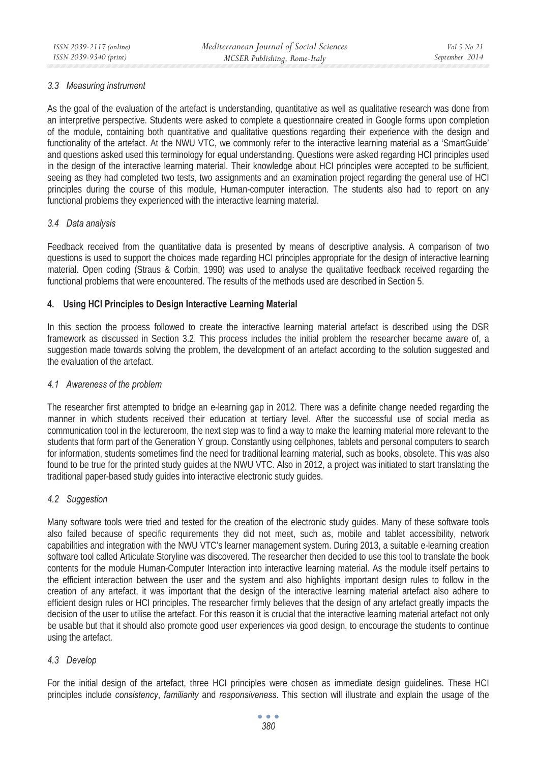### 3.3 Measuring instrument

As the goal of the evaluation of the artefact is understanding, quantitative as well as qualitative research was done from an interpretive perspective. Students were asked to complete a questionnaire created in Google forms upon completion of the module, containing both quantitative and qualitative questions regarding their experience with the design and functionality of the artefact. At the NWU VTC, we commonly refer to the interactive learning material as a 'SmartGuide' and questions asked used this terminology for equal understanding. Questions were asked regarding HCI principles used in the design of the interactive learning material. Their knowledge about HCI principles were accepted to be sufficient, seeing as they had completed two tests, two assignments and an examination project regarding the general use of HCI principles during the course of this module, Human-computer interaction. The students also had to report on any functional problems they experienced with the interactive learning material.

### 3.4 Data analysis

Feedback received from the quantitative data is presented by means of descriptive analysis. A comparison of two questions is used to support the choices made regarding HCI principles appropriate for the design of interactive learning material. Open coding (Straus & Corbin, 1990) was used to analyse the qualitative feedback received regarding the functional problems that were encountered. The results of the methods used are described in Section 5.

## 4. Using HCI Principles to Design Interactive Learning Material

In this section the process followed to create the interactive learning material artefact is described using the DSR framework as discussed in Section 3.2. This process includes the initial problem the researcher became aware of, a suggestion made towards solving the problem, the development of an artefact according to the solution suggested and the evaluation of the artefact.

### 4.1 Awareness of the problem

The researcher first attempted to bridge an e-learning gap in 2012. There was a definite change needed regarding the manner in which students received their education at tertiary level. After the successful use of social media as communication tool in the lectureroom, the next step was to find a way to make the learning material more relevant to the students that form part of the Generation Y group. Constantly using cellphones, tablets and personal computers to search for information, students sometimes find the need for traditional learning material, such as books, obsolete. This was also found to be true for the printed study guides at the NWU VTC. Also in 2012, a project was initiated to start translating the traditional paper-based study guides into interactive electronic study guides.

### 4.2 Suggestion

Many software tools were tried and tested for the creation of the electronic study guides. Many of these software tools also failed because of specific requirements they did not meet, such as, mobile and tablet accessibility, network capabilities and integration with the NWU VTC's learner management system. During 2013, a suitable e-learning creation software tool called Articulate Storyline was discovered. The researcher then decided to use this tool to translate the book contents for the module Human-Computer Interaction into interactive learning material. As the module itself pertains to the efficient interaction between the user and the system and also highlights important design rules to follow in the creation of any artefact, it was important that the design of the interactive learning material artefact also adhere to efficient design rules or HCI principles. The researcher firmly believes that the design of any artefact greatly impacts the decision of the user to utilise the artefact. For this reason it is crucial that the interactive learning material artefact not only be usable but that it should also promote good user experiences via good design, to encourage the students to continue using the artefact.

### 4.3 Develop

For the initial design of the artefact, three HCI principles were chosen as immediate design guidelines. These HCI principles include *consistency*, *familiarity* and *responsiveness*. This section will illustrate and explain the usage of the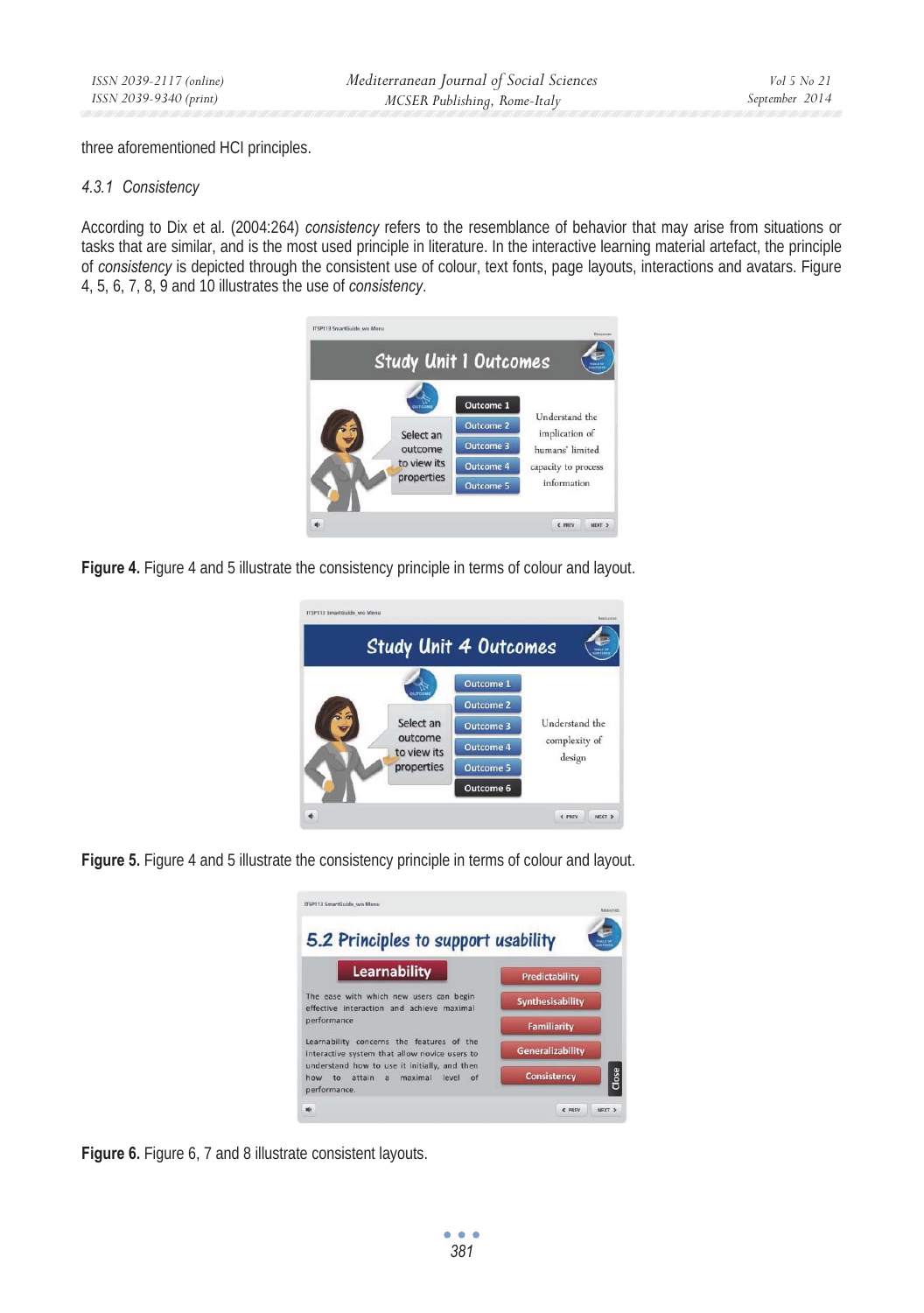three aforementioned HCI principles.

### *4.3.1 Consistency*

According to Dix et al. (2004:264) *consistency* refers to the resemblance of behavior that may arise from situations or tasks that are similar, and is the most used principle in literature. In the interactive learning material artefact, the principle of *consistency* is depicted through the consistent use of colour, text fonts, page layouts, interactions and avatars. Figure 4, 5, 6, 7, 8, 9 and 10 illustrates the use of *consistency*.

**Figure 4.** Figure 4 and 5 illustrate the consistency principle in terms of colour and layout.

**Figure 5.** Figure 4 and 5 illustrate the consistency principle in terms of colour and layout.

**Figure 6.** Figure 6, 7 and 8 illustrate consistent layouts.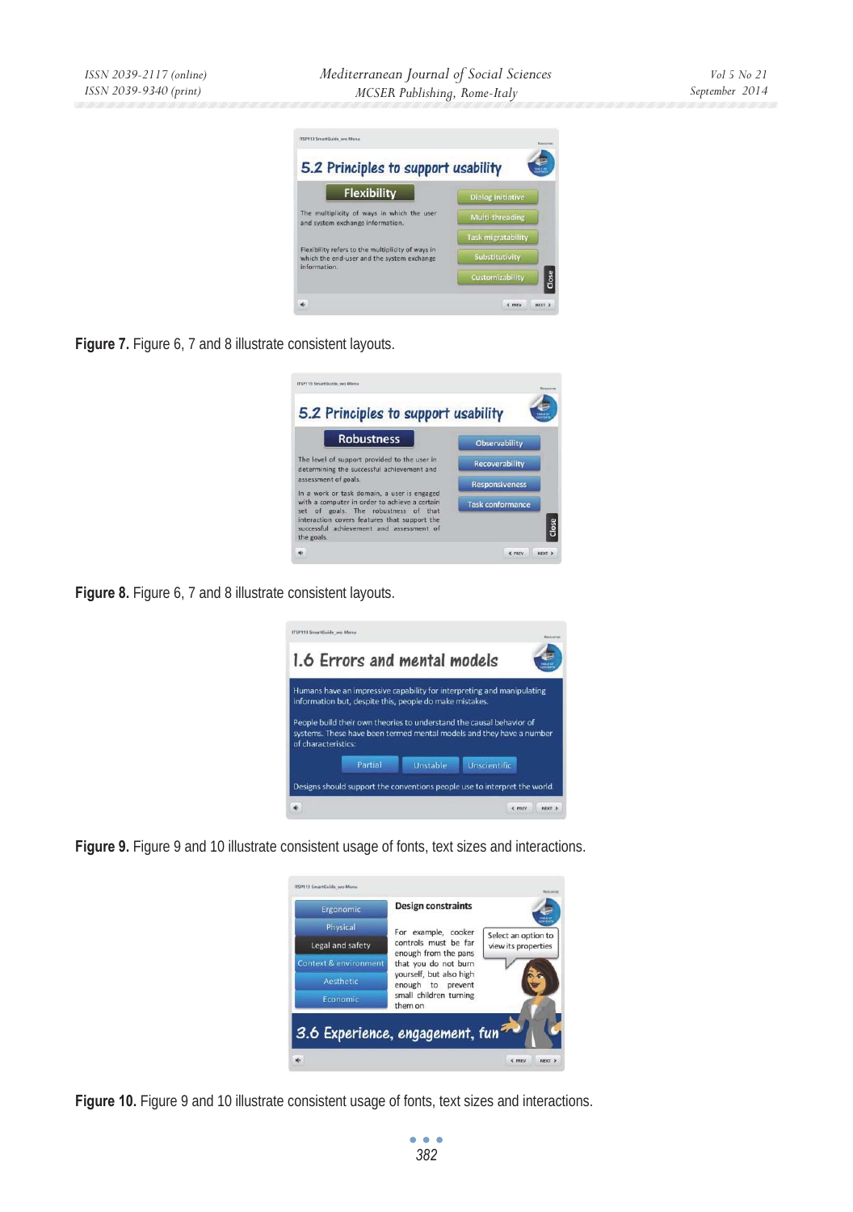**Figure 7.** Figure 6, 7 and 8 illustrate consistent layouts.

**Figure 8.** Figure 6, 7 and 8 illustrate consistent layouts.

**Figure 9.** Figure 9 and 10 illustrate consistent usage of fonts, text sizes and interactions.

**Figure 10.** Figure 9 and 10 illustrate consistent usage of fonts, text sizes and interactions.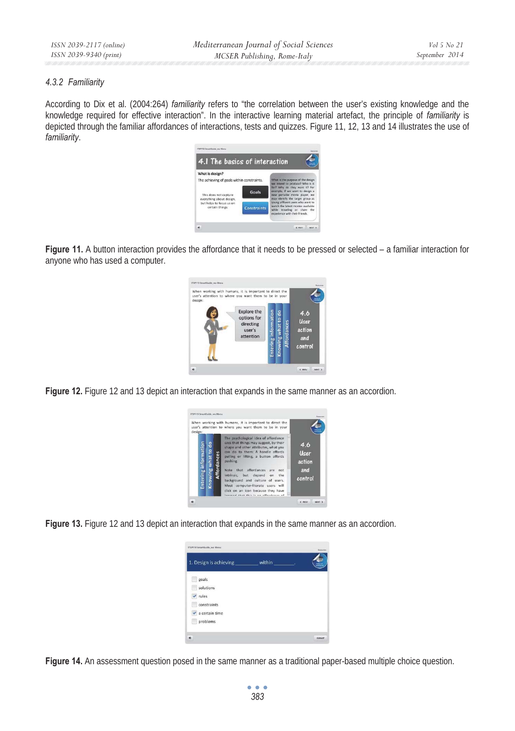#### 4.3.2 Familiarity

According to Dix et al. (2004:264) *familiarity* refers to "the correlation between the user's existing knowledge and the knowledge required for effective interaction". In the interactive learning material artefact, the principle of *familiarity* is depicted through the familiar affordances of interactions, tests and quizzes. Figure 11, 12, 13 and 14 illustrates the use of *familiarity*.

**Figure 11.** A button interaction provides the affordance that it needs to be pressed or selected – a familiar interaction for anyone who has used a computer.

**Figure 12.** Figure 12 and 13 depict an interaction that expands in the same manner as an accordion.

**Figure 13.** Figure 12 and 13 depict an interaction that expands in the same manner as an accordion.

**Figure 14.** An assessment question posed in the same manner as a traditional paper-based multiple choice question.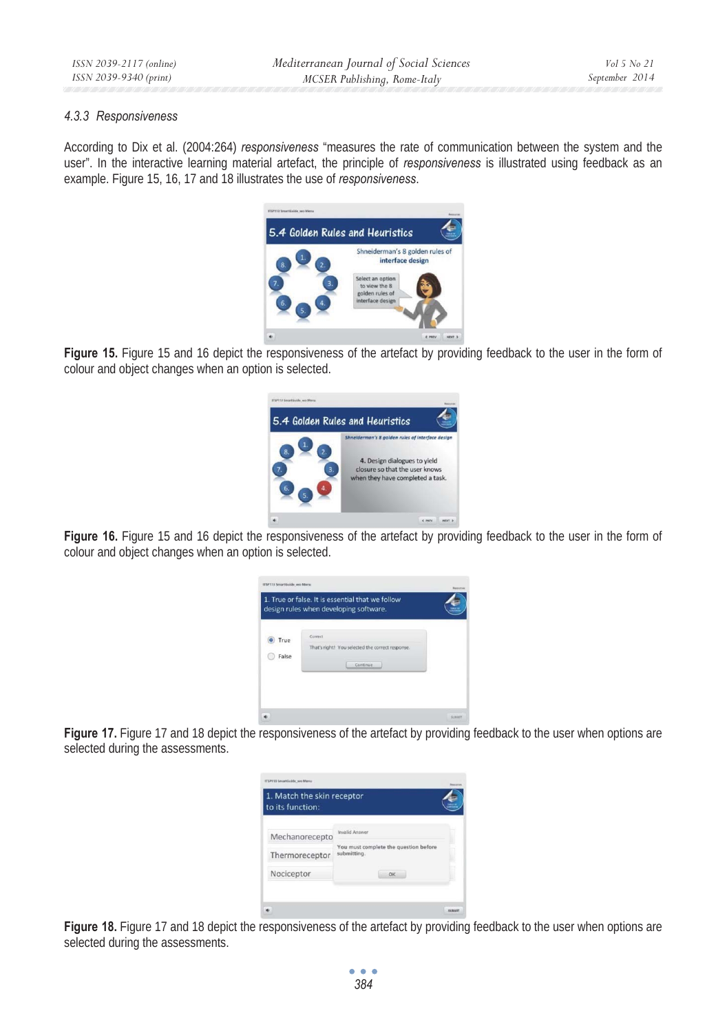### 4.3.3 Responsiveness

According to Dix et al. (2004:264) *responsiveness* “measures the rate of communication between the system and the user”. In the interactive learning material artefact, the principle of *responsiveness* is illustrated using feedback as an example. Figure 15, 16, 17 and 18 illustrates the use of *responsiveness*.

**Figure 15.** Figure 15 and 16 depict the responsiveness of the artefact by providing feedback to the user in the form of colour and object changes when an option is selected.

**Figure 16.** Figure 15 and 16 depict the responsiveness of the artefact by providing feedback to the user in the form of colour and object changes when an option is selected.

**Figure 17.** Figure 17 and 18 depict the responsiveness of the artefact by providing feedback to the user when options are selected during the assessments.

**Figure 18.** Figure 17 and 18 depict the responsiveness of the artefact by providing feedback to the user when options are selected during the assessments.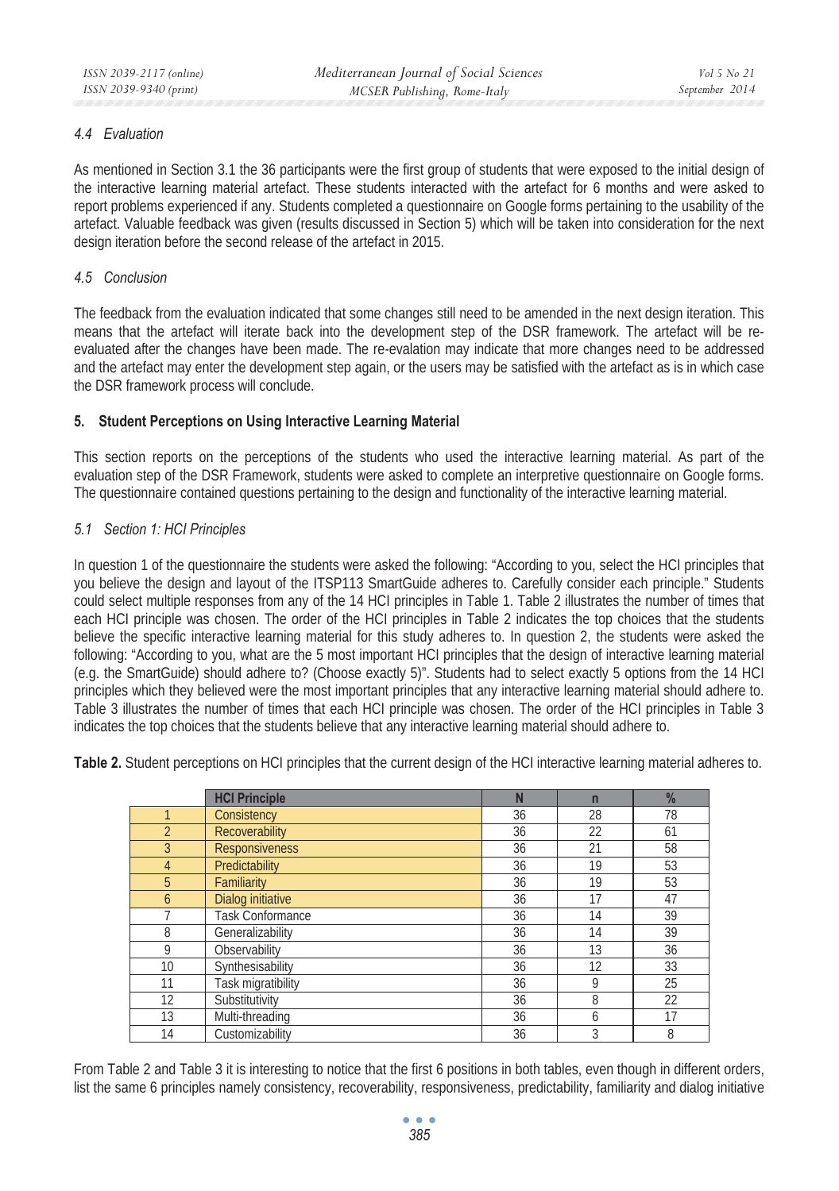### *4.4 Evaluation*

As mentioned in Section 3.1 the 36 participants were the first group of students that were exposed to the initial design of the interactive learning material artefact. These students interacted with the artefact for 6 months and were asked to report problems experienced if any. Students completed a questionnaire on Google forms pertaining to the usability of the artefact. Valuable feedback was given (results discussed in Section 5) which will be taken into consideration for the next design iteration before the second release of the artefact in 2015.

### *4.5 Conclusion*

The feedback from the evaluation indicated that some changes still need to be amended in the next design iteration. This means that the artefact will iterate back into the development step of the DSR framework. The artefact will be re-evaluated after the changes have been made. The re-evalation may indicate that more changes need to be addressed and the artefact may enter the development step again, or the users may be satisfied with the artefact as is in which case the DSR framework process will conclude.

## 5. Student Perceptions on Using Interactive Learning Material

This section reports on the perceptions of the students who used the interactive learning material. As part of the evaluation step of the DSR Framework, students were asked to complete an interpretive questionnaire on Google forms. The questionnaire contained questions pertaining to the design and functionality of the interactive learning material.

### *5.1 Section 1: HCI Principles*

In question 1 of the questionnaire the students were asked the following: "According to you, select the HCI principles that you believe the design and layout of the ITSP113 SmartGuide adheres to. Carefully consider each principle." Students could select multiple responses from any of the 14 HCI principles in Table 1. Table 2 illustrates the number of times that each HCI principle was chosen. The order of the HCI principles in Table 2 indicates the top choices that the students believe the specific interactive learning material for this study adheres to. In question 2, the students were asked the following: "According to you, what are the 5 most important HCI principles that the design of interactive learning material (e.g. the SmartGuide) should adhere to? (Choose exactly 5)". Students had to select exactly 5 options from the 14 HCI principles which they believed were the most important principles that any interactive learning material should adhere to. Table 3 illustrates the number of times that each HCI principle was chosen. The order of the HCI principles in Table 3 indicates the top choices that the students believe that any interactive learning material should adhere to.

**Table 2.** Student perceptions on HCI principles that the current design of the HCI interactive learning material adheres to.

| | HCI Principle | N | n | % |
|---|---|---|---|---|
| 1 | Consistency | 36 | 28 | 78 |
| 2 | Recoverability | 36 | 22 | 61 |
| 3 | Responsiveness | 36 | 21 | 58 |
| 4 | Predictability | 36 | 19 | 53 |
| 5 | Familiarity | 36 | 19 | 53 |
| 6 | Dialog initiative | 36 | 17 | 47 |
| 7 | Task Conformance | 36 | 14 | 39 |
| 8 | Generalizability | 36 | 14 | 39 |
| 9 | Observability | 36 | 13 | 36 |
| 10 | Synthesisability | 36 | 12 | 33 |
| 11 | Task migratibility | 36 | 9 | 25 |
| 12 | Substitutivity | 36 | 8 | 22 |
| 13 | Multi-threading | 36 | 6 | 17 |
| 14 | Customizability | 36 | 3 | 8 |

From Table 2 and Table 3 it is interesting to notice that the first 6 positions in both tables, even though in different orders, list the same 6 principles namely consistency, recoverability, responsiveness, predictability, familiarity and dialog initiative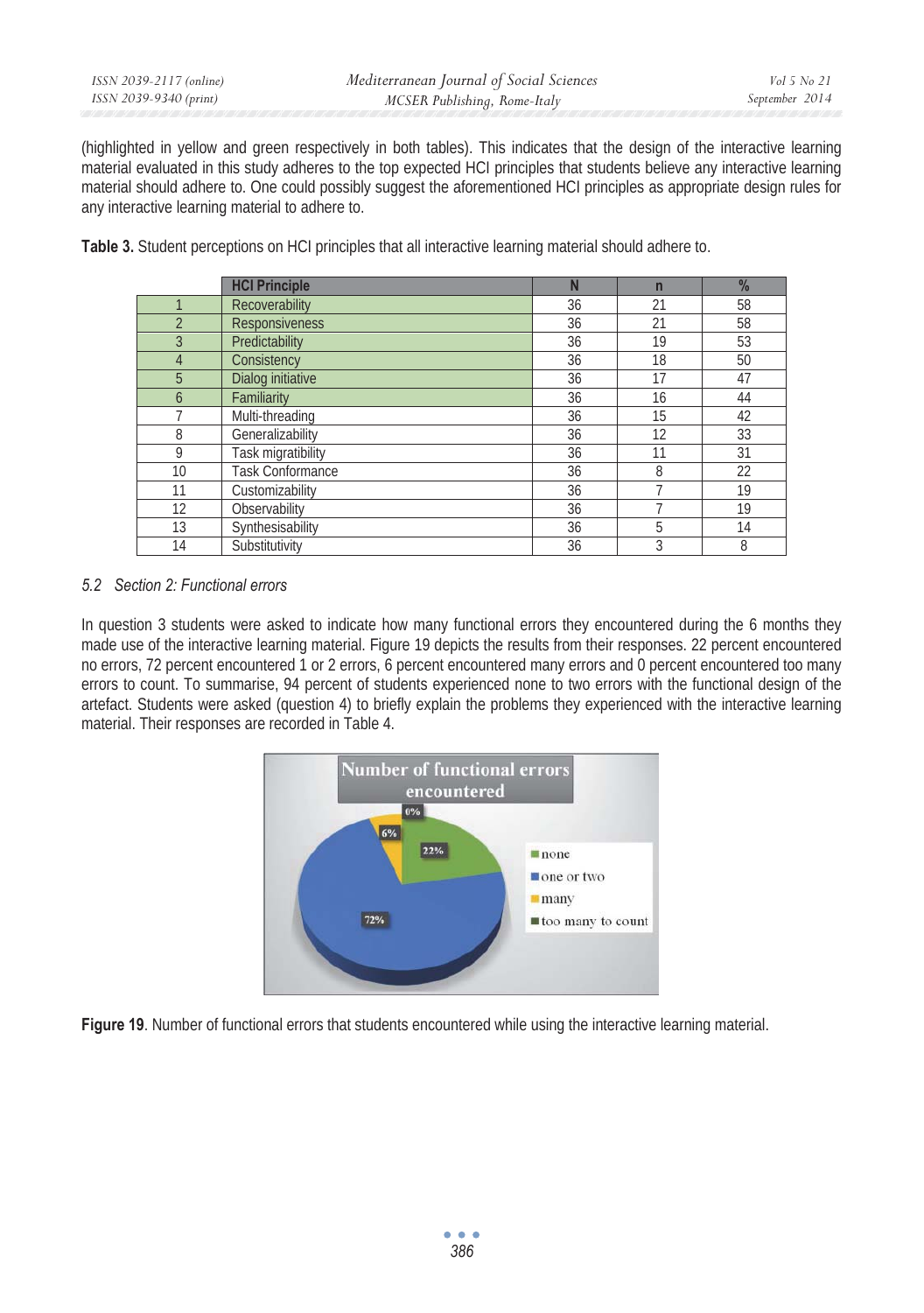(highlighted in yellow and green respectively in both tables). This indicates that the design of the interactive learning material evaluated in this study adheres to the top expected HCI principles that students believe any interactive learning material should adhere to. One could possibly suggest the aforementioned HCI principles as appropriate design rules for any interactive learning material to adhere to.

**Table 3.** Student perceptions on HCI principles that all interactive learning material should adhere to.

| | HCI Principle | N | n | % |
|---|---|---|---|---|
| 1 | Recoverability | 36 | 21 | 58 |
| 2 | Responsiveness | 36 | 21 | 58 |
| 3 | Predictability | 36 | 19 | 53 |
| 4 | Consistency | 36 | 18 | 50 |
| 5 | Dialog initiative | 36 | 17 | 47 |
| 6 | Familiarity | 36 | 16 | 44 |
| 7 | Multi-threading | 36 | 15 | 42 |
| 8 | Generalizability | 36 | 12 | 33 |
| 9 | Task migratibility | 36 | 11 | 31 |
| 10 | Task Conformance | 36 | 8 | 22 |
| 11 | Customizability | 36 | 7 | 19 |
| 12 | Observability | 36 | 7 | 19 |
| 13 | Synthesisability | 36 | 5 | 14 |
| 14 | Substitutivity | 36 | 3 | 8 |

### *5.2 Section 2: Functional errors*

In question 3 students were asked to indicate how many functional errors they encountered during the 6 months they made use of the interactive learning material. Figure 19 depicts the results from their responses. 22 percent encountered no errors, 72 percent encountered 1 or 2 errors, 6 percent encountered many errors and 0 percent encountered too many errors to count. To summarise, 94 percent of students experienced none to two errors with the functional design of the artefact. Students were asked (question 4) to briefly explain the problems they experienced with the interactive learning material. Their responses are recorded in Table 4.

**Figure 19**. Number of functional errors that students encountered while using the interactive learning material.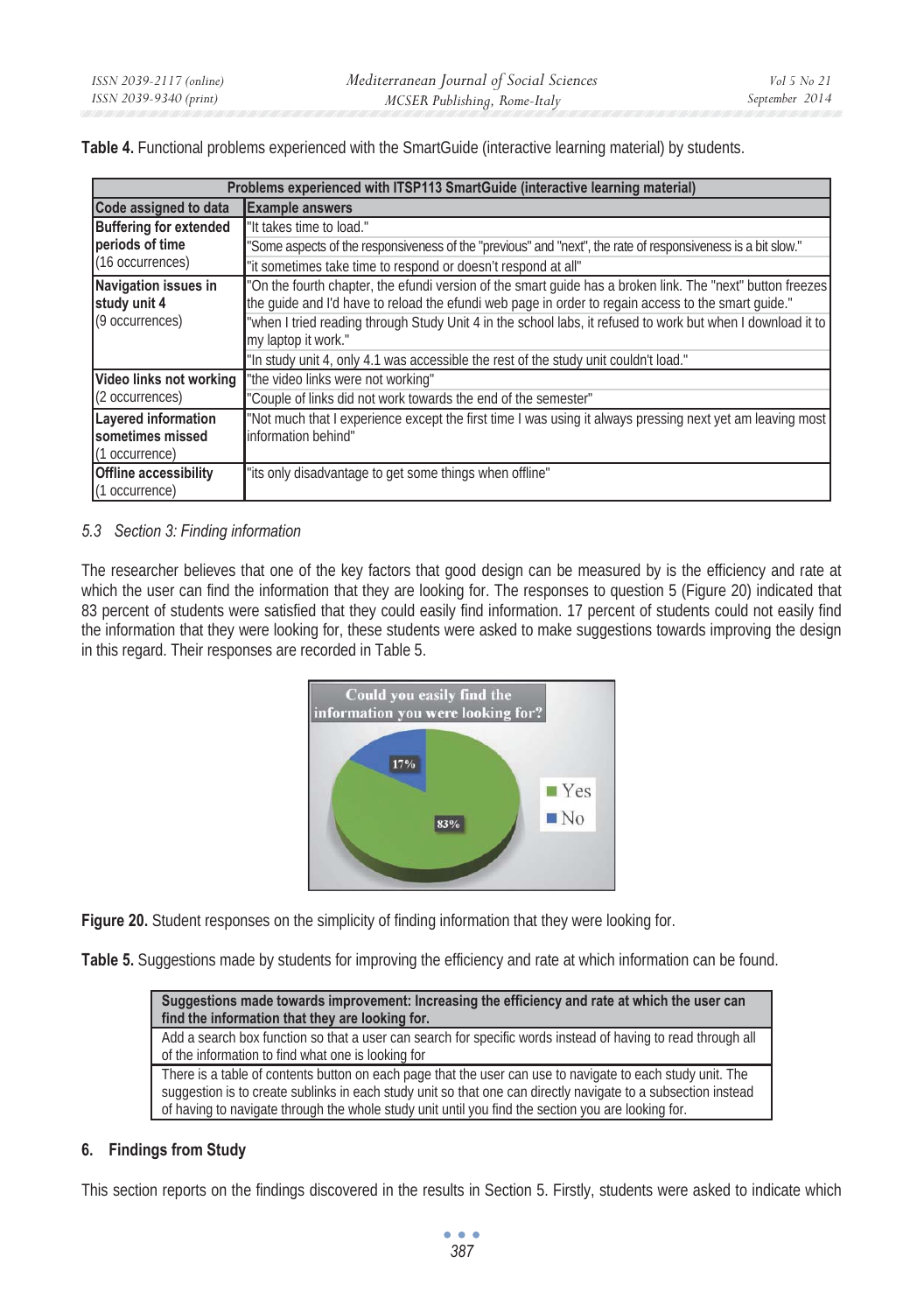**Table 4.** Functional problems experienced with the SmartGuide (interactive learning material) by students.

| Problems experienced with ITSP113 SmartGuide (interactive learning material) | |
|---|---|
| **Code assigned to data** | **Example answers** |
| **Buffering for extended periods of time** (16 occurrences) | "It takes time to load." |
| | "Some aspects of the responsiveness of the "previous" and "next", the rate of responsiveness is a bit slow." |
| | "it sometimes take time to respond or doesn't respond at all" |
| **Navigation issues in study unit 4** (9 occurrences) | "On the fourth chapter, the efundi version of the smart guide has a broken link. The "next" button freezes the guide and I'd have to reload the efundi web page in order to regain access to the smart guide." |
| | "when I tried reading through Study Unit 4 in the school labs, it refused to work but when I download it to my laptop it work." |
| | "In study unit 4, only 4.1 was accessible the rest of the study unit couldn't load." |
| **Video links not working** (2 occurrences) | "the video links were not working" |
| | "Couple of links did not work towards the end of the semester" |
| **Layered information sometimes missed** (1 occurrence) | "Not much that I experience except the first time I was using it always pressing next yet am leaving most information behind" |
| **Offline accessibility** (1 occurrence) | "its only disadvantage to get some things when offline" |

### *5.3 Section 3: Finding information*

The researcher believes that one of the key factors that good design can be measured by is the efficiency and rate at which the user can find the information that they are looking for. The responses to question 5 (Figure 20) indicated that 83 percent of students were satisfied that they could easily find information. 17 percent of students could not easily find the information that they were looking for, these students were asked to make suggestions towards improving the design in this regard. Their responses are recorded in Table 5.

**Figure 20.** Student responses on the simplicity of finding information that they were looking for.

**Table 5.** Suggestions made by students for improving the efficiency and rate at which information can be found.

| Suggestions made towards improvement: Increasing the efficiency and rate at which the user can find the information that they are looking for. |
|---|
| Add a search box function so that a user can search for specific words instead of having to read through all of the information to find what one is looking for |
| There is a table of contents button on each page that the user can use to navigate to each study unit. The suggestion is to create sublinks in each study unit so that one can directly navigate to a subsection instead of having to navigate through the whole study unit until you find the section you are looking for. |

## 6. Findings from Study

This section reports on the findings discovered in the results in Section 5. Firstly, students were asked to indicate which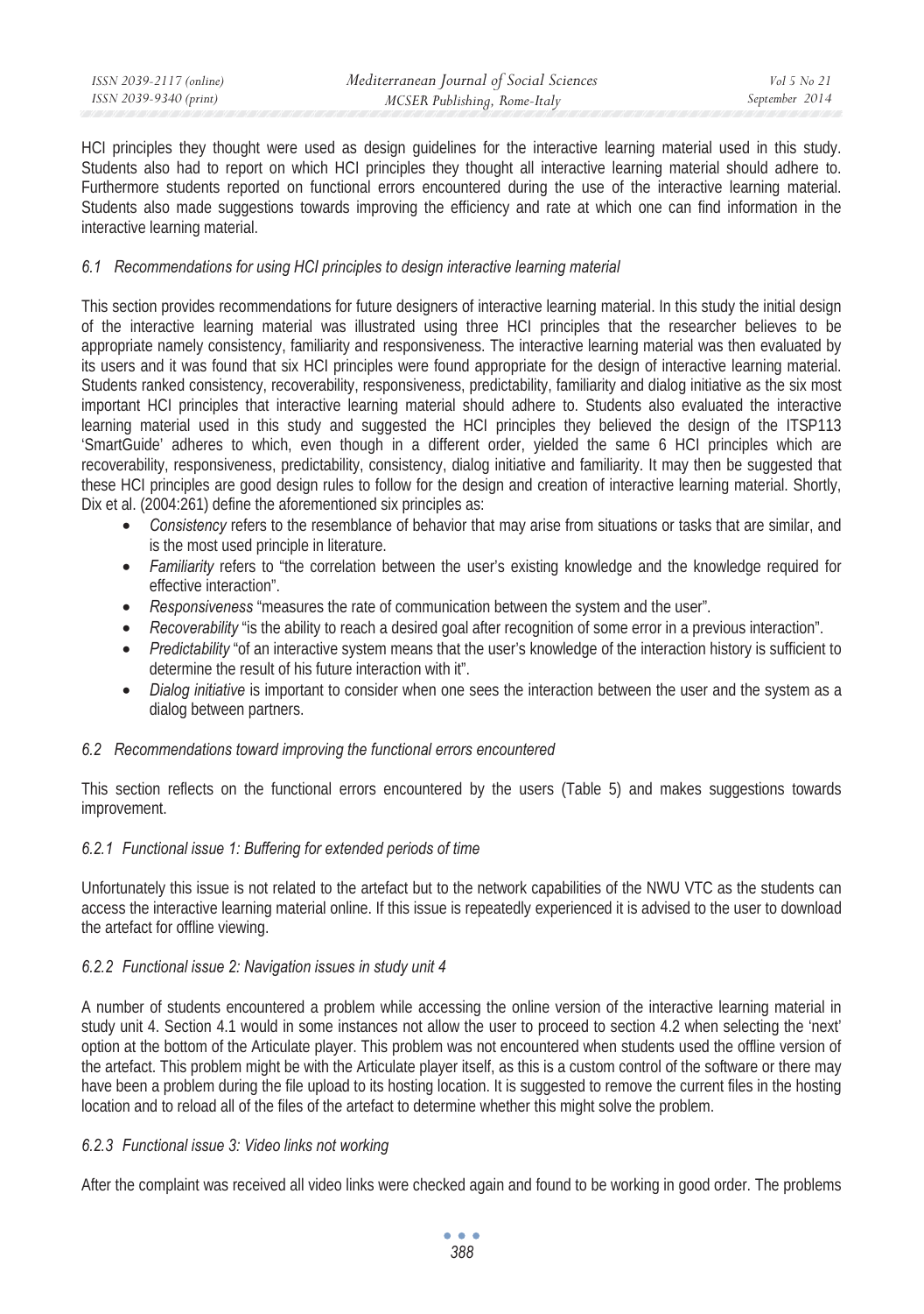HCI principles they thought were used as design guidelines for the interactive learning material used in this study. Students also had to report on which HCI principles they thought all interactive learning material should adhere to. Furthermore students reported on functional errors encountered during the use of the interactive learning material. Students also made suggestions towards improving the efficiency and rate at which one can find information in the interactive learning material.

### *6.1 Recommendations for using HCI principles to design interactive learning material*

This section provides recommendations for future designers of interactive learning material. In this study the initial design of the interactive learning material was illustrated using three HCI principles that the researcher believes to be appropriate namely consistency, familiarity and responsiveness. The interactive learning material was then evaluated by its users and it was found that six HCI principles were found appropriate for the design of interactive learning material. Students ranked consistency, recoverability, responsiveness, predictability, familiarity and dialog initiative as the six most important HCI principles that interactive learning material should adhere to. Students also evaluated the interactive learning material used in this study and suggested the HCI principles they believed the design of the ITSP113 'SmartGuide' adheres to which, even though in a different order, yielded the same 6 HCI principles which are recoverability, responsiveness, predictability, consistency, dialog initiative and familiarity. It may then be suggested that these HCI principles are good design rules to follow for the design and creation of interactive learning material. Shortly, Dix et al. (2004:261) define the aforementioned six principles as:

- *Consistency* refers to the resemblance of behavior that may arise from situations or tasks that are similar, and is the most used principle in literature.
- *Familiarity* refers to "the correlation between the user's existing knowledge and the knowledge required for effective interaction".
- *Responsiveness* "measures the rate of communication between the system and the user".
- *Recoverability* "is the ability to reach a desired goal after recognition of some error in a previous interaction".
- *Predictability* "of an interactive system means that the user's knowledge of the interaction history is sufficient to determine the result of his future interaction with it".
- *Dialog initiative* is important to consider when one sees the interaction between the user and the system as a dialog between partners.

### *6.2 Recommendations toward improving the functional errors encountered*

This section reflects on the functional errors encountered by the users (Table 5) and makes suggestions towards improvement.

#### *6.2.1 Functional issue 1: Buffering for extended periods of time*

Unfortunately this issue is not related to the artefact but to the network capabilities of the NWU VTC as the students can access the interactive learning material online. If this issue is repeatedly experienced it is advised to the user to download the artefact for offline viewing.

#### *6.2.2 Functional issue 2: Navigation issues in study unit 4*

A number of students encountered a problem while accessing the online version of the interactive learning material in study unit 4. Section 4.1 would in some instances not allow the user to proceed to section 4.2 when selecting the 'next' option at the bottom of the Articulate player. This problem was not encountered when students used the offline version of the artefact. This problem might be with the Articulate player itself, as this is a custom control of the software or there may have been a problem during the file upload to its hosting location. It is suggested to remove the current files in the hosting location and to reload all of the files of the artefact to determine whether this might solve the problem.

#### *6.2.3 Functional issue 3: Video links not working*

After the complaint was received all video links were checked again and found to be working in good order. The problems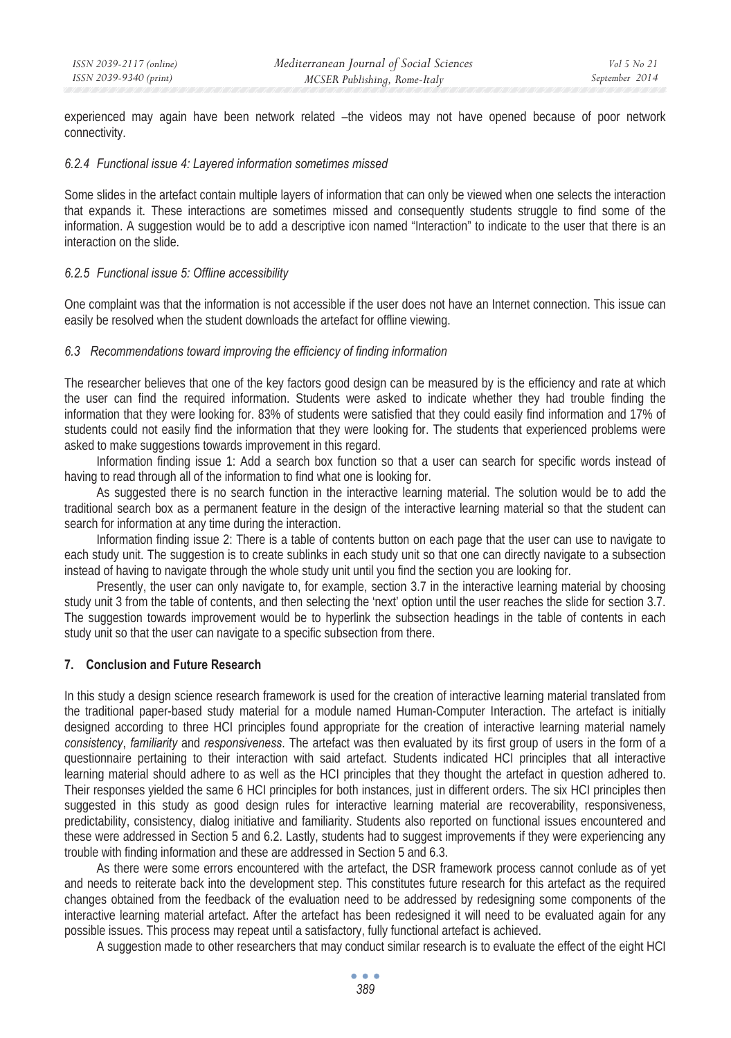experienced may again have been network related –the videos may not have opened because of poor network connectivity.

#### *6.2.4 Functional issue 4: Layered information sometimes missed*

Some slides in the artefact contain multiple layers of information that can only be viewed when one selects the interaction that expands it. These interactions are sometimes missed and consequently students struggle to find some of the information. A suggestion would be to add a descriptive icon named "Interaction" to indicate to the user that there is an interaction on the slide.

#### *6.2.5 Functional issue 5: Offline accessibility*

One complaint was that the information is not accessible if the user does not have an Internet connection. This issue can easily be resolved when the student downloads the artefact for offline viewing.

### *6.3 Recommendations toward improving the efficiency of finding information*

The researcher believes that one of the key factors good design can be measured by is the efficiency and rate at which the user can find the required information. Students were asked to indicate whether they had trouble finding the information that they were looking for. 83% of students were satisfied that they could easily find information and 17% of students could not easily find the information that they were looking for. The students that experienced problems were asked to make suggestions towards improvement in this regard.

Information finding issue 1: Add a search box function so that a user can search for specific words instead of having to read through all of the information to find what one is looking for.

As suggested there is no search function in the interactive learning material. The solution would be to add the traditional search box as a permanent feature in the design of the interactive learning material so that the student can search for information at any time during the interaction.

Information finding issue 2: There is a table of contents button on each page that the user can use to navigate to each study unit. The suggestion is to create sublinks in each study unit so that one can directly navigate to a subsection instead of having to navigate through the whole study unit until you find the section you are looking for.

Presently, the user can only navigate to, for example, section 3.7 in the interactive learning material by choosing study unit 3 from the table of contents, and then selecting the 'next' option until the user reaches the slide for section 3.7. The suggestion towards improvement would be to hyperlink the subsection headings in the table of contents in each study unit so that the user can navigate to a specific subsection from there.

## 7. Conclusion and Future Research

In this study a design science research framework is used for the creation of interactive learning material translated from the traditional paper-based study material for a module named Human-Computer Interaction. The artefact is initially designed according to three HCI principles found appropriate for the creation of interactive learning material namely *consistency*, *familiarity* and *responsiveness*. The artefact was then evaluated by its first group of users in the form of a questionnaire pertaining to their interaction with said artefact. Students indicated HCI principles that all interactive learning material should adhere to as well as the HCI principles that they thought the artefact in question adhered to. Their responses yielded the same 6 HCI principles for both instances, just in different orders. The six HCI principles then suggested in this study as good design rules for interactive learning material are recoverability, responsiveness, predictability, consistency, dialog initiative and familiarity. Students also reported on functional issues encountered and these were addressed in Section 5 and 6.2. Lastly, students had to suggest improvements if they were experiencing any trouble with finding information and these are addressed in Section 5 and 6.3.

As there were some errors encountered with the artefact, the DSR framework process cannot conlude as of yet and needs to reiterate back into the development step. This constitutes future research for this artefact as the required changes obtained from the feedback of the evaluation need to be addressed by redesigning some components of the interactive learning material artefact. After the artefact has been redesigned it will need to be evaluated again for any possible issues. This process may repeat until a satisfactory, fully functional artefact is achieved.

A suggestion made to other researchers that may conduct similar research is to evaluate the effect of the eight HCI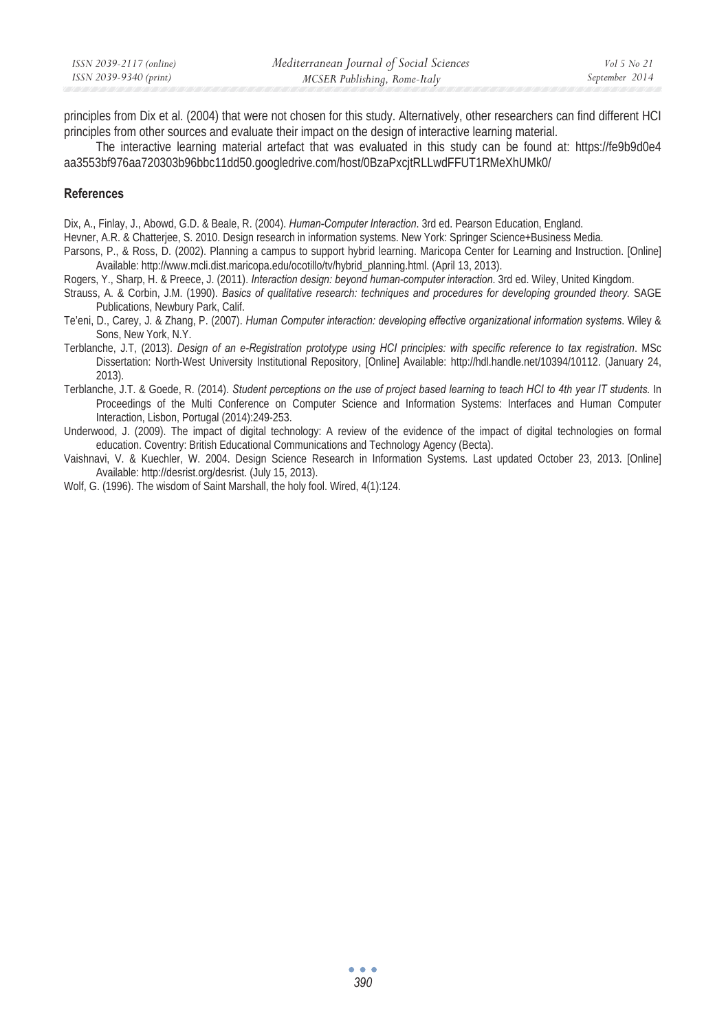principles from Dix et al. (2004) that were not chosen for this study. Alternatively, other researchers can find different HCI principles from other sources and evaluate their impact on the design of interactive learning material.

The interactive learning material artefact that was evaluated in this study can be found at: https://fe9b9d0e4aa3553bf976aa720303b96bbc11dd50.googledrive.com/host/0BzaPxcjtRLLwdFFUT1RMeXhUMk0/

## References

Dix, A., Finlay, J., Abowd, G.D. & Beale, R. (2004). *Human-Computer Interaction*. 3rd ed. Pearson Education, England.

Hevner, A.R. & Chatterjee, S. 2010. Design research in information systems. New York: Springer Science+Business Media.

Parsons, P., & Ross, D. (2002). Planning a campus to support hybrid learning. Maricopa Center for Learning and Instruction. [Online] Available: http://www.mcli.dist.maricopa.edu/ocotillo/tv/hybrid_planning.html. (April 13, 2013).

Rogers, Y., Sharp, H. & Preece, J. (2011). *Interaction design: beyond human-computer interaction*. 3rd ed. Wiley, United Kingdom.

Strauss, A. & Corbin, J.M. (1990). *Basics of qualitative research: techniques and procedures for developing grounded theory.* SAGE Publications, Newbury Park, Calif.

Te'eni, D., Carey, J. & Zhang, P. (2007). *Human Computer interaction: developing effective organizational information systems*. Wiley & Sons, New York, N.Y.

Terblanche, J.T, (2013). *Design of an e-Registration prototype using HCI principles: with specific reference to tax registration*. MSc Dissertation: North-West University Institutional Repository, [Online] Available: http://hdl.handle.net/10394/10112. (January 24, 2013).

Terblanche, J.T. & Goede, R. (2014). *Student perceptions on the use of project based learning to teach HCI to 4th year IT students.* In Proceedings of the Multi Conference on Computer Science and Information Systems: Interfaces and Human Computer Interaction, Lisbon, Portugal (2014):249-253.

Underwood, J. (2009). The impact of digital technology: A review of the evidence of the impact of digital technologies on formal education. Coventry: British Educational Communications and Technology Agency (Becta).

Vaishnavi, V. & Kuechler, W. 2004. Design Science Research in Information Systems. Last updated October 23, 2013. [Online] Available: http://desrist.org/desrist. (July 15, 2013).

Wolf, G. (1996). The wisdom of Saint Marshall, the holy fool. Wired, 4(1):124.